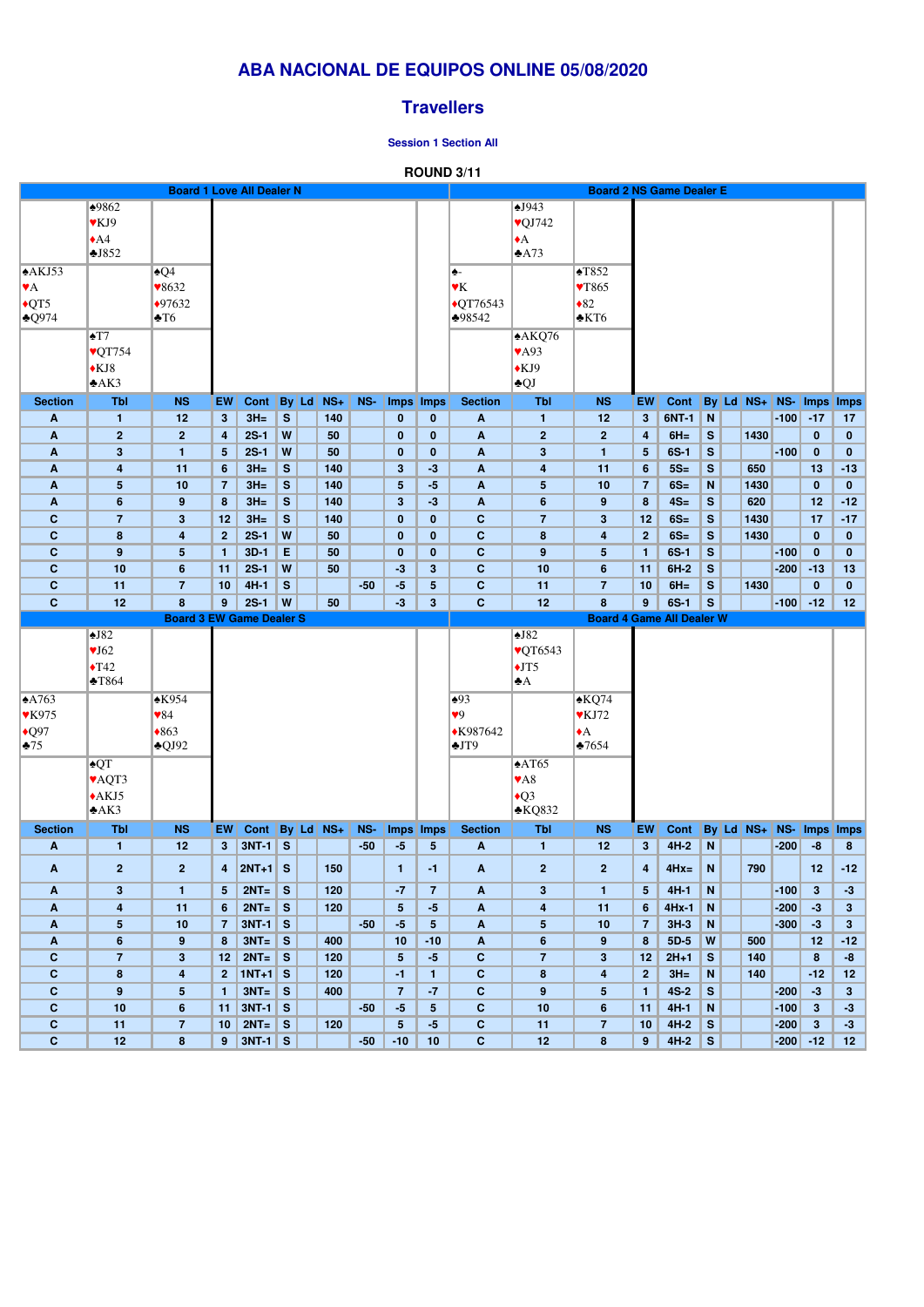# ABA NACIONAL DE EQUIPOS ONLINE 05/08/2020

## Travellers

**Session 1 Section All**

**ROUND 3/11**

### Board 1 Love All Dealer N

| | North | |
|---|---|---|
| | ♠9862 ♥KJ9 ♦A4 ♣J852 | |
| **West** ♠AKJ53 ♥A ♦QT5 ♣Q974 | | **East** ♠Q4 ♥8632 ♦97632 ♣T6 |
| | ♠T7 ♥QT754 ♦KJ8 ♣AK3 | |
| | South | |

| Section | Tbl | NS | EW | Cont | By | Ld | NS+ | NS- | Imps | Imps |
|---|---|---|---|---|---|---|---|---|---|---|
| A | 1 | 12 | 3 | 3H= | S | | 140 | | 0 | 0 |
| A | 2 | 2 | 4 | 2S-1 | W | | 50 | | 0 | 0 |
| A | 3 | 1 | 5 | 2S-1 | W | | 50 | | 0 | 0 |
| A | 4 | 11 | 6 | 3H= | S | | 140 | | 3 | -3 |
| A | 5 | 10 | 7 | 3H= | S | | 140 | | 5 | -5 |
| A | 6 | 9 | 8 | 3H= | S | | 140 | | 3 | -3 |
| C | 7 | 3 | 12 | 3H= | S | | 140 | | 0 | 0 |
| C | 8 | 4 | 2 | 2S-1 | W | | 50 | | 0 | 0 |
| C | 9 | 5 | 1 | 3D-1 | E | | 50 | | 0 | 0 |
| C | 10 | 6 | 11 | 2S-1 | W | | 50 | | -3 | 3 |
| C | 11 | 7 | 10 | 4H-1 | S | | | -50 | -5 | 5 |
| C | 12 | 8 | 9 | 2S-1 | W | | 50 | | -3 | 3 |

### Board 2 NS Game Dealer E

| | North | |
|---|---|---|
| | ♠J943 ♥QJ742 ♦A ♣A73 | |
| **West** ♠- ♥K ♦QT76543 ♣98542 | | **East** ♠T852 ♥T865 ♦82 ♣KT6 |
| | ♠AKQ76 ♥A93 ♦KJ9 ♣QJ | |
| | South | |

| Section | Tbl | NS | EW | Cont | By | Ld | NS+ | NS- | Imps | Imps |
|---|---|---|---|---|---|---|---|---|---|---|
| A | 1 | 12 | 3 | 6NT-1 | N | | | -100 | -17 | 17 |
| A | 2 | 2 | 4 | 6H= | S | | 1430 | | 0 | 0 |
| A | 3 | 1 | 5 | 6S-1 | S | | | -100 | 0 | 0 |
| A | 4 | 11 | 6 | 5S= | S | | 650 | | 13 | -13 |
| A | 5 | 10 | 7 | 6S= | N | | 1430 | | 0 | 0 |
| A | 6 | 9 | 8 | 4S= | S | | 620 | | 12 | -12 |
| C | 7 | 3 | 12 | 6S= | S | | 1430 | | 17 | -17 |
| C | 8 | 4 | 2 | 6S= | S | | 1430 | | 0 | 0 |
| C | 9 | 5 | 1 | 6S-1 | S | | | -100 | 0 | 0 |
| C | 10 | 6 | 11 | 6H-2 | S | | | -200 | -13 | 13 |
| C | 11 | 7 | 10 | 6H= | S | | 1430 | | 0 | 0 |
| C | 12 | 8 | 9 | 6S-1 | S | | | -100 | -12 | 12 |

### Board 3 EW Game Dealer S

| | North | |
|---|---|---|
| | ♠J82 ♥J62 ♦T42 ♣T864 | |
| **West** ♠A763 ♥K975 ♦Q97 ♣75 | | **East** ♠K954 ♥84 ♦863 ♣QJ92 |
| | ♠QT ♥AQT3 ♦AKJ5 ♣AK3 | |
| | South | |

| Section | Tbl | NS | EW | Cont | By | Ld | NS+ | NS- | Imps | Imps |
|---|---|---|---|---|---|---|---|---|---|---|
| A | 1 | 12 | 3 | 3NT-1 | S | | | -50 | -5 | 5 |
| A | 2 | 2 | 4 | 2NT+1 | S | | 150 | | 1 | -1 |
| A | 3 | 1 | 5 | 2NT= | S | | 120 | | -7 | 7 |
| A | 4 | 11 | 6 | 2NT= | S | | 120 | | 5 | -5 |
| A | 5 | 10 | 7 | 3NT-1 | S | | | -50 | -5 | 5 |
| A | 6 | 9 | 8 | 3NT= | S | | 400 | | 10 | -10 |
| C | 7 | 3 | 12 | 2NT= | S | | 120 | | 5 | -5 |
| C | 8 | 4 | 2 | 1NT+1 | S | | 120 | | -1 | 1 |
| C | 9 | 5 | 1 | 3NT= | S | | 400 | | 7 | -7 |
| C | 10 | 6 | 11 | 3NT-1 | S | | | -50 | -5 | 5 |
| C | 11 | 7 | 10 | 2NT= | S | | 120 | | 5 | -5 |
| C | 12 | 8 | 9 | 3NT-1 | S | | | -50 | -10 | 10 |

### Board 4 Game All Dealer W

| | North | |
|---|---|---|
| | ♠J82 ♥QT6543 ♦JT5 ♣A | |
| **West** ♠93 ♥9 ♦K987642 ♣JT9 | | **East** ♠KQ74 ♥KJ72 ♦A ♣7654 |
| | ♠AT65 ♥A8 ♦Q3 ♣KQ832 | |
| | South | |

| Section | Tbl | NS | EW | Cont | By | Ld | NS+ | NS- | Imps | Imps |
|---|---|---|---|---|---|---|---|---|---|---|
| A | 1 | 12 | 3 | 4H-2 | N | | | -200 | -8 | 8 |
| A | 2 | 2 | 4 | 4Hx= | N | | 790 | | 12 | -12 |
| A | 3 | 1 | 5 | 4H-1 | N | | | -100 | 3 | -3 |
| A | 4 | 11 | 6 | 4Hx-1 | N | | | -200 | -3 | 3 |
| A | 5 | 10 | 7 | 3H-3 | N | | | -300 | -3 | 3 |
| A | 6 | 9 | 8 | 5D-5 | W | | 500 | | 12 | -12 |
| C | 7 | 3 | 12 | 2H+1 | S | | 140 | | 8 | -8 |
| C | 8 | 4 | 2 | 3H= | N | | 140 | | -12 | 12 |
| C | 9 | 5 | 1 | 4S-2 | S | | | -200 | -3 | 3 |
| C | 10 | 6 | 11 | 4H-1 | N | | | -100 | 3 | -3 |
| C | 11 | 7 | 10 | 4H-2 | S | | | -200 | 3 | -3 |
| C | 12 | 8 | 9 | 4H-2 | S | | | -200 | -12 | 12 |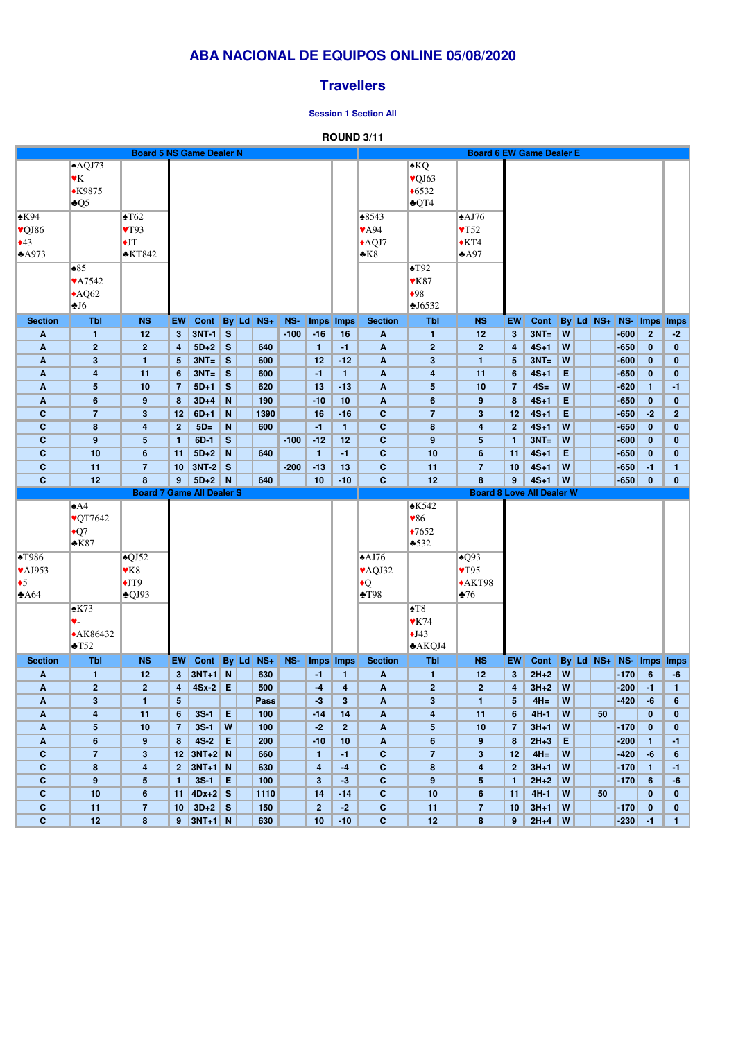# ABA NACIONAL DE EQUIPOS ONLINE 05/08/2020

## Travellers

### Session 1 Section All

**ROUND 3/11**

**Board 5 NS Game Dealer N**

North: ♠AQJ73 ♥K ♦K9875 ♣Q5
West: ♠K94 ♥QJ86 ♦43 ♣A973
East: ♠T62 ♥T93 ♦JT ♣KT842
South: ♠85 ♥A7542 ♦AQ62 ♣J6

| Section | Tbl | NS | EW | Cont | By | Ld | NS+ | NS- | Imps | Imps |
|---|---|---|---|---|---|---|---|---|---|---|
| A | 1 | 12 | 3 | 3NT-1 | S | | | -100 | -16 | 16 |
| A | 2 | 2 | 4 | 5D+2 | S | | 640 | | 1 | -1 |
| A | 3 | 1 | 5 | 3NT= | S | | 600 | | 12 | -12 |
| A | 4 | 11 | 6 | 3NT= | S | | 600 | | -1 | 1 |
| A | 5 | 10 | 7 | 5D+1 | S | | 620 | | 13 | -13 |
| A | 6 | 9 | 8 | 3D+4 | N | | 190 | | -10 | 10 |
| C | 7 | 3 | 12 | 6D+1 | N | | 1390 | | 16 | -16 |
| C | 8 | 4 | 2 | 5D= | N | | 600 | | -1 | 1 |
| C | 9 | 5 | 1 | 6D-1 | S | | | -100 | -12 | 12 |
| C | 10 | 6 | 11 | 5D+2 | N | | 640 | | 1 | -1 |
| C | 11 | 7 | 10 | 3NT-2 | S | | | -200 | -13 | 13 |
| C | 12 | 8 | 9 | 5D+2 | N | | 640 | | 10 | -10 |

**Board 6 EW Game Dealer E**

North: ♠KQ ♥QJ63 ♦6532 ♣QT4
West: ♠8543 ♥A94 ♦AQJ7 ♣K8
East: ♠AJ76 ♥T52 ♦KT4 ♣A97
South: ♠T92 ♥K87 ♦98 ♣J6532

| Section | Tbl | NS | EW | Cont | By | Ld | NS+ | NS- | Imps | Imps |
|---|---|---|---|---|---|---|---|---|---|---|
| A | 1 | 12 | 3 | 3NT= | W | | | -600 | 2 | -2 |
| A | 2 | 2 | 4 | 4S+1 | W | | | -650 | 0 | 0 |
| A | 3 | 1 | 5 | 3NT= | W | | | -600 | 0 | 0 |
| A | 4 | 11 | 6 | 4S+1 | E | | | -650 | 0 | 0 |
| A | 5 | 10 | 7 | 4S= | W | | | -620 | 1 | -1 |
| A | 6 | 9 | 8 | 4S+1 | E | | | -650 | 0 | 0 |
| C | 7 | 3 | 12 | 4S+1 | E | | | -650 | -2 | 2 |
| C | 8 | 4 | 2 | 4S+1 | W | | | -650 | 0 | 0 |
| C | 9 | 5 | 1 | 3NT= | W | | | -600 | 0 | 0 |
| C | 10 | 6 | 11 | 4S+1 | E | | | -650 | 0 | 0 |
| C | 11 | 7 | 10 | 4S+1 | W | | | -650 | -1 | 1 |
| C | 12 | 8 | 9 | 4S+1 | W | | | -650 | 0 | 0 |

**Board 7 Game All Dealer S**

North: ♠A4 ♥QT7642 ♦Q7 ♣K87
West: ♠T986 ♥AJ953 ♦5 ♣A64
East: ♠QJ52 ♥K8 ♦JT9 ♣QJ93
South: ♠K73 ♥- ♦AK86432 ♣T52

| Section | Tbl | NS | EW | Cont | By | Ld | NS+ | NS- | Imps | Imps |
|---|---|---|---|---|---|---|---|---|---|---|
| A | 1 | 12 | 3 | 3NT+1 | N | | 630 | | -1 | 1 |
| A | 2 | 2 | 4 | 4Sx-2 | E | | 500 | | -4 | 4 |
| A | 3 | 1 | 5 | | | | Pass | | -3 | 3 |
| A | 4 | 11 | 6 | 3S-1 | E | | 100 | | -14 | 14 |
| A | 5 | 10 | 7 | 3S-1 | W | | 100 | | -2 | 2 |
| A | 6 | 9 | 8 | 4S-2 | E | | 200 | | -10 | 10 |
| C | 7 | 3 | 12 | 3NT+2 | N | | 660 | | 1 | -1 |
| C | 8 | 4 | 2 | 3NT+1 | N | | 630 | | 4 | -4 |
| C | 9 | 5 | 1 | 3S-1 | E | | 100 | | 3 | -3 |
| C | 10 | 6 | 11 | 4Dx+2 | S | | 1110 | | 14 | -14 |
| C | 11 | 7 | 10 | 3D+2 | S | | 150 | | 2 | -2 |
| C | 12 | 8 | 9 | 3NT+1 | N | | 630 | | 10 | -10 |

**Board 8 Love All Dealer W**

North: ♠K542 ♥86 ♦7652 ♣532
West: ♠AJ76 ♥AQJ32 ♦Q ♣T98
East: ♠Q93 ♥T95 ♦AKT98 ♣76
South: ♠T8 ♥K74 ♦J43 ♣AKQJ4

| Section | Tbl | NS | EW | Cont | By | Ld | NS+ | NS- | Imps | Imps |
|---|---|---|---|---|---|---|---|---|---|---|
| A | 1 | 12 | 3 | 2H+2 | W | | | -170 | 6 | -6 |
| A | 2 | 2 | 4 | 3H+2 | W | | | -200 | -1 | 1 |
| A | 3 | 1 | 5 | 4H= | W | | | -420 | -6 | 6 |
| A | 4 | 11 | 6 | 4H-1 | W | | 50 | | 0 | 0 |
| A | 5 | 10 | 7 | 3H+1 | W | | | -170 | 0 | 0 |
| A | 6 | 9 | 8 | 2H+3 | E | | | -200 | 1 | -1 |
| C | 7 | 3 | 12 | 4H= | W | | | -420 | -6 | 6 |
| C | 8 | 4 | 2 | 3H+1 | W | | | -170 | 1 | -1 |
| C | 9 | 5 | 1 | 2H+2 | W | | | -170 | 6 | -6 |
| C | 10 | 6 | 11 | 4H-1 | W | | 50 | | 0 | 0 |
| C | 11 | 7 | 10 | 3H+1 | W | | | -170 | 0 | 0 |
| C | 12 | 8 | 9 | 2H+4 | W | | | -230 | -1 | 1 |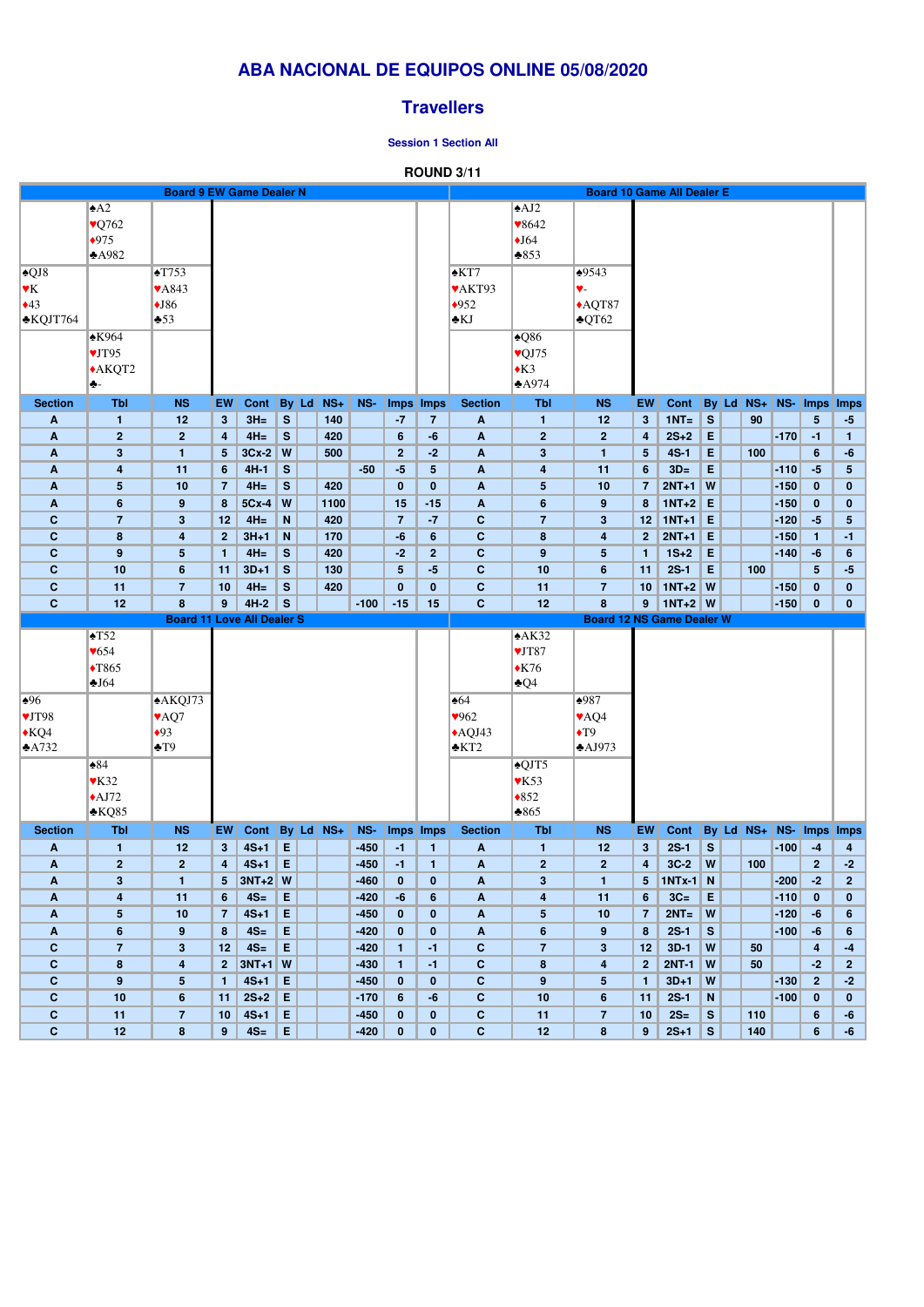# ABA NACIONAL DE EQUIPOS ONLINE 05/08/2020

## Travellers

**Session 1 Section All**

**ROUND 3/11**

### Board 9 EW Game Dealer N

North: ♠A2 ♥Q762 ♦975 ♣A982

West: ♠QJ8 ♥K ♦43 ♣KQJT764

East: ♠T753 ♥A843 ♦J86 ♣53

South: ♠K964 ♥JT95 ♦AKQT2 ♣-

| Section | Tbl | NS | EW | Cont | By | Ld | NS+ | NS- | Imps | Imps |
|---|---|---|---|---|---|---|---|---|---|---|
| A | 1 | 12 | 3 | 3H= | S | | 140 | | -7 | 7 |
| A | 2 | 2 | 4 | 4H= | S | | 420 | | 6 | -6 |
| A | 3 | 1 | 5 | 3Cx-2 | W | | 500 | | 2 | -2 |
| A | 4 | 11 | 6 | 4H-1 | S | | | -50 | -5 | 5 |
| A | 5 | 10 | 7 | 4H= | S | | 420 | | 0 | 0 |
| A | 6 | 9 | 8 | 5Cx-4 | W | | 1100 | | 15 | -15 |
| C | 7 | 3 | 12 | 4H= | N | | 420 | | 7 | -7 |
| C | 8 | 4 | 2 | 3H+1 | N | | 170 | | -6 | 6 |
| C | 9 | 5 | 1 | 4H= | S | | 420 | | -2 | 2 |
| C | 10 | 6 | 11 | 3D+1 | S | | 130 | | 5 | -5 |
| C | 11 | 7 | 10 | 4H= | S | | 420 | | 0 | 0 |
| C | 12 | 8 | 9 | 4H-2 | S | | | -100 | -15 | 15 |

### Board 10 Game All Dealer E

North: ♠AJ2 ♥8642 ♦J64 ♣853

West: ♠KT7 ♥AKT93 ♦952 ♣KJ

East: ♠9543 ♥- ♦AQT87 ♣QT62

South: ♠Q86 ♥QJ75 ♦K3 ♣A974

| Section | Tbl | NS | EW | Cont | By | Ld | NS+ | NS- | Imps | Imps |
|---|---|---|---|---|---|---|---|---|---|---|
| A | 1 | 12 | 3 | 1NT= | S | | 90 | | 5 | -5 |
| A | 2 | 2 | 4 | 2S+2 | E | | | -170 | -1 | 1 |
| A | 3 | 1 | 5 | 4S-1 | E | | 100 | | 6 | -6 |
| A | 4 | 11 | 6 | 3D= | E | | | -110 | -5 | 5 |
| A | 5 | 10 | 7 | 2NT+1 | W | | | -150 | 0 | 0 |
| A | 6 | 9 | 8 | 1NT+2 | E | | | -150 | 0 | 0 |
| C | 7 | 3 | 12 | 1NT+1 | E | | | -120 | -5 | 5 |
| C | 8 | 4 | 2 | 2NT+1 | E | | | -150 | 1 | -1 |
| C | 9 | 5 | 1 | 1S+2 | E | | | -140 | -6 | 6 |
| C | 10 | 6 | 11 | 2S-1 | E | | 100 | | 5 | -5 |
| C | 11 | 7 | 10 | 1NT+2 | W | | | -150 | 0 | 0 |
| C | 12 | 8 | 9 | 1NT+2 | W | | | -150 | 0 | 0 |

### Board 11 Love All Dealer S

North: ♠T52 ♥654 ♦T865 ♣J64

West: ♠96 ♥JT98 ♦KQ4 ♣A732

East: ♠AKQJ73 ♥AQ7 ♦93 ♣T9

South: ♠84 ♥K32 ♦AJ72 ♣KQ85

| Section | Tbl | NS | EW | Cont | By | Ld | NS+ | NS- | Imps | Imps |
|---|---|---|---|---|---|---|---|---|---|---|
| A | 1 | 12 | 3 | 4S+1 | E | | | -450 | -1 | 1 |
| A | 2 | 2 | 4 | 4S+1 | E | | | -450 | -1 | 1 |
| A | 3 | 1 | 5 | 3NT+2 | W | | | -460 | 0 | 0 |
| A | 4 | 11 | 6 | 4S= | E | | | -420 | -6 | 6 |
| A | 5 | 10 | 7 | 4S+1 | E | | | -450 | 0 | 0 |
| A | 6 | 9 | 8 | 4S= | E | | | -420 | 0 | 0 |
| C | 7 | 3 | 12 | 4S= | E | | | -420 | 1 | -1 |
| C | 8 | 4 | 2 | 3NT+1 | W | | | -430 | 1 | -1 |
| C | 9 | 5 | 1 | 4S+1 | E | | | -450 | 0 | 0 |
| C | 10 | 6 | 11 | 2S+2 | E | | | -170 | 6 | -6 |
| C | 11 | 7 | 10 | 4S+1 | E | | | -450 | 0 | 0 |
| C | 12 | 8 | 9 | 4S= | E | | | -420 | 0 | 0 |

### Board 12 NS Game Dealer W

North: ♠AK32 ♥JT87 ♦K76 ♣Q4

West: ♠64 ♥962 ♦AQJ43 ♣KT2

East: ♠987 ♥AQ4 ♦T9 ♣AJ973

South: ♠QJT5 ♥K53 ♦852 ♣865

| Section | Tbl | NS | EW | Cont | By | Ld | NS+ | NS- | Imps | Imps |
|---|---|---|---|---|---|---|---|---|---|---|
| A | 1 | 12 | 3 | 2S-1 | S | | | -100 | -4 | 4 |
| A | 2 | 2 | 4 | 3C-2 | W | | 100 | | 2 | -2 |
| A | 3 | 1 | 5 | 1NTx-1 | N | | | -200 | -2 | 2 |
| A | 4 | 11 | 6 | 3C= | E | | | -110 | 0 | 0 |
| A | 5 | 10 | 7 | 2NT= | W | | | -120 | -6 | 6 |
| A | 6 | 9 | 8 | 2S-1 | S | | | -100 | -6 | 6 |
| C | 7 | 3 | 12 | 3D-1 | W | | 50 | | 4 | -4 |
| C | 8 | 4 | 2 | 2NT-1 | W | | 50 | | -2 | 2 |
| C | 9 | 5 | 1 | 3D+1 | W | | | -130 | 2 | -2 |
| C | 10 | 6 | 11 | 2S-1 | N | | | -100 | 0 | 0 |
| C | 11 | 7 | 10 | 2S= | S | | 110 | | 6 | -6 |
| C | 12 | 8 | 9 | 2S+1 | S | | 140 | | 6 | -6 |